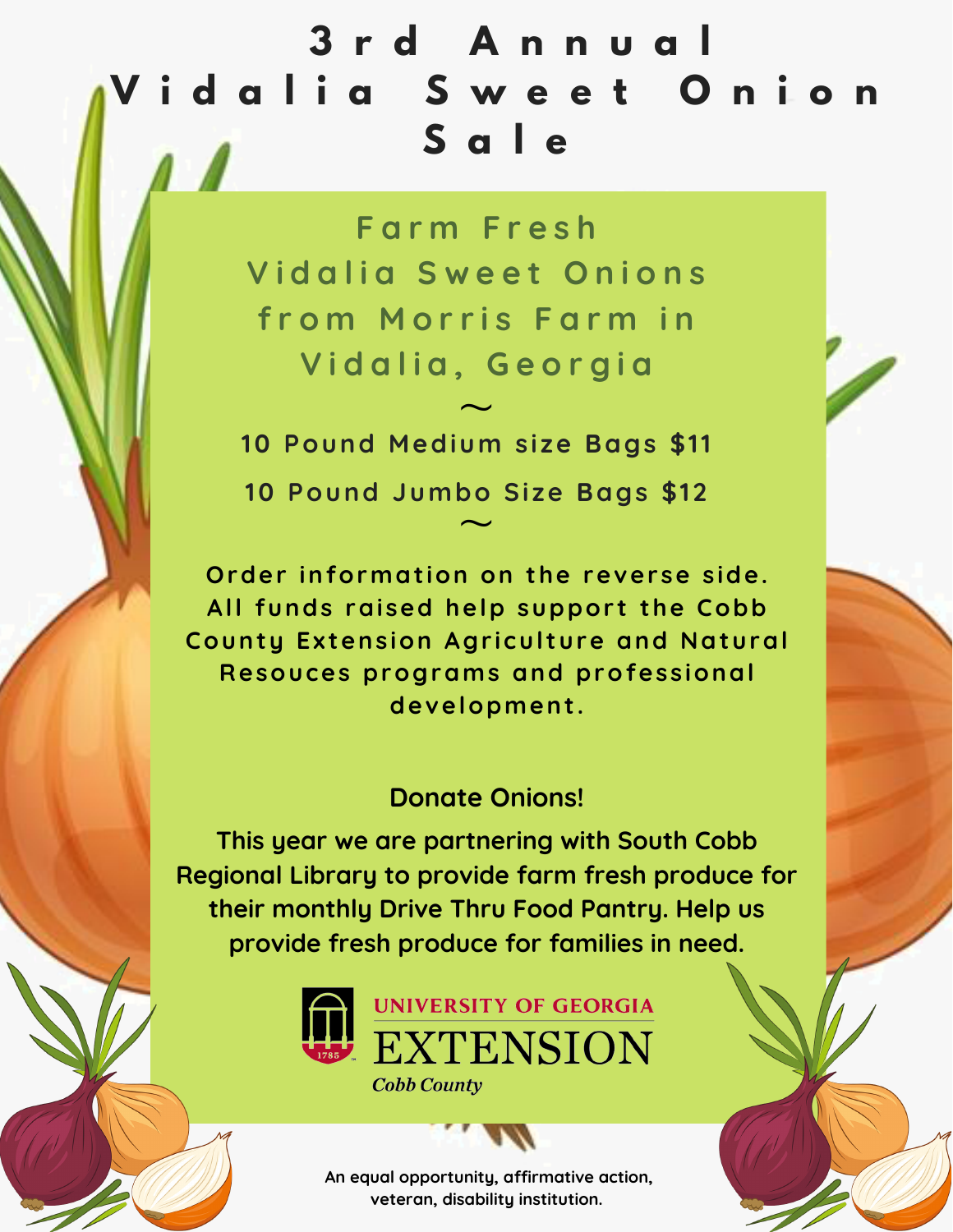# 3rd Annual Vidalia Sweet Onion Sale

## Farm Fresh Vidalia Sweet Onions from Morris Farm in Vidalia, Georgia

~

**10 Pound Medium size Bags $11**

**10 Pound Jumbo Size Bags $12**

~

**Order information on the reverse side. All funds raised help support the Cobb County Extension Agriculture and Natural Resouces programs and professional development.**

**Donate Onions!**

**This year we are partnering with South Cobb Regional Library to provide farm fresh produce for their monthly Drive Thru Food Pantry. Help us provide fresh produce for families in need.**

UNIVERSITY OF GEORGIA
EXTENSION
*Cobb County*

An equal opportunity, affirmative action, veteran, disability institution.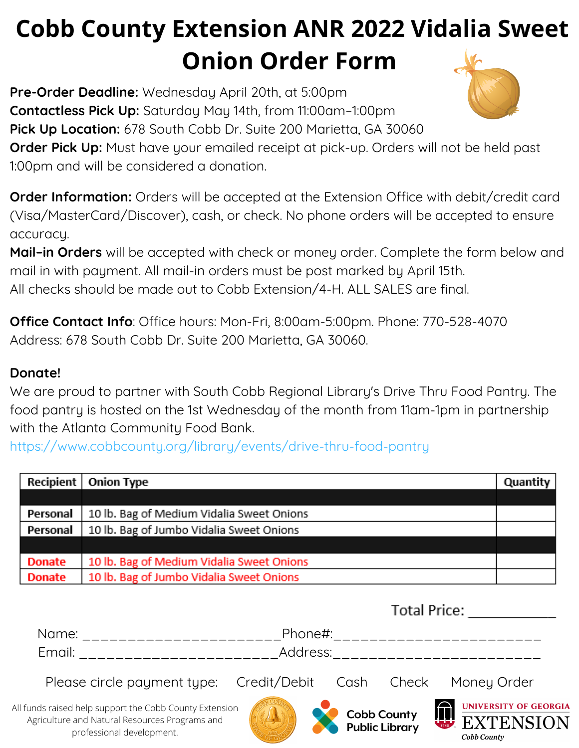# Cobb County Extension ANR 2022 Vidalia Sweet Onion Order Form

**Pre-Order Deadline:** Wednesday April 20th, at 5:00pm
**Contactless Pick Up:** Saturday May 14th, from 11:00am–1:00pm
**Pick Up Location:** 678 South Cobb Dr. Suite 200 Marietta, GA 30060
**Order Pick Up:** Must have your emailed receipt at pick-up. Orders will not be held past 1:00pm and will be considered a donation.

**Order Information:** Orders will be accepted at the Extension Office with debit/credit card (Visa/MasterCard/Discover), cash, or check. No phone orders will be accepted to ensure accuracy.
**Mail-in Orders** will be accepted with check or money order. Complete the form below and mail in with payment. All mail-in orders must be post marked by April 15th.
All checks should be made out to Cobb Extension/4-H. ALL SALES are final.

**Office Contact Info**: Office hours: Mon-Fri, 8:00am-5:00pm. Phone: 770-528-4070
Address: 678 South Cobb Dr. Suite 200 Marietta, GA 30060.

**Donate!**
We are proud to partner with South Cobb Regional Library's Drive Thru Food Pantry. The food pantry is hosted on the 1st Wednesday of the month from 11am-1pm in partnership with the Atlanta Community Food Bank.
https://www.cobbcounty.org/library/events/drive-thru-food-pantry

| Recipient | Onion Type | Quantity |
|---|---|---|
| | | |
| Personal | 10 lb. Bag of Medium Vidalia Sweet Onions | |
| Personal | 10 lb. Bag of Jumbo Vidalia Sweet Onions | |
| | | |
| Donate | 10 lb. Bag of Medium Vidalia Sweet Onions | |
| Donate | 10 lb. Bag of Jumbo Vidalia Sweet Onions | |

Total Price: ___________

Name: _______________________ Phone#: _______________________
Email: _______________________ Address: _______________________

Please circle payment type: Credit/Debit Cash Check Money Order

All funds raised help support the Cobb County Extension Agriculture and Natural Resources Programs and professional development.

Cobb County Public Library

University of Georgia Extension
Cobb County